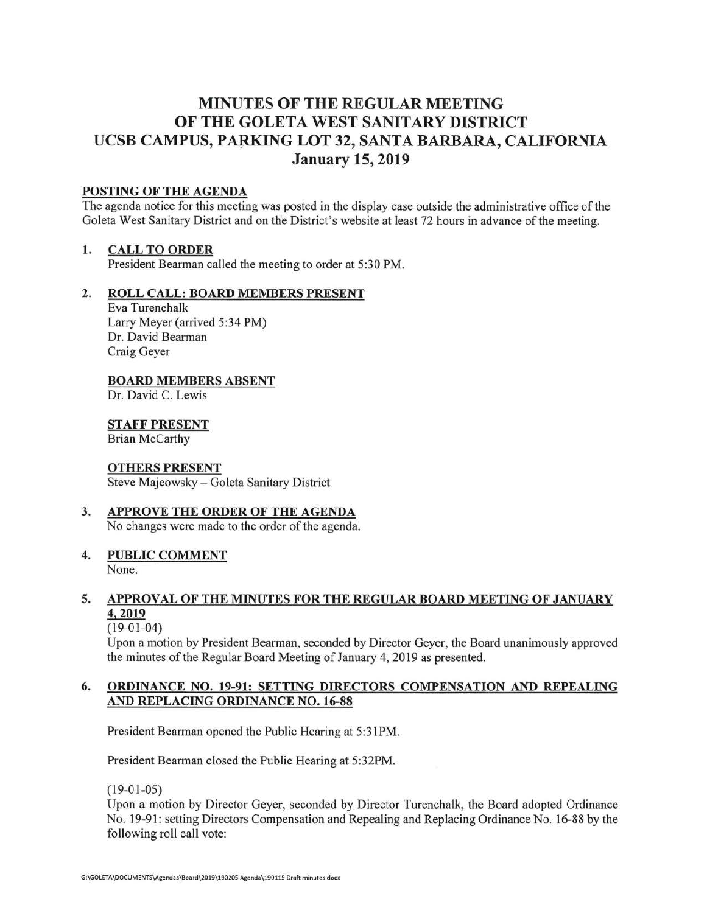# MINUTES OF THE REGULAR MEETING OF THE GOLETA WEST SANITARY DISTRICT UCSB CAMPUS, PARKING LOT 32, SANTA BARBARA, CALIFORNIA January 15, 2019

**POSTING OF THE AGENDA**

The agenda notice for this meeting was posted in the display case outside the administrative office of the Goleta West Sanitary District and on the District's website at least 72 hours in advance of the meeting.

1. **CALL TO ORDER**

   President Bearman called the meeting to order at 5:30 PM.

2. **ROLL CALL: BOARD MEMBERS PRESENT**

   Eva Turenchalk
   Larry Meyer (arrived 5:34 PM)
   Dr. David Bearman
   Craig Geyer

   **BOARD MEMBERS ABSENT**

   Dr. David C. Lewis

   **STAFF PRESENT**

   Brian McCarthy

   **OTHERS PRESENT**

   Steve Majeowsky – Goleta Sanitary District

3. **APPROVE THE ORDER OF THE AGENDA**

   No changes were made to the order of the agenda.

4. **PUBLIC COMMENT**

   None.

5. **APPROVAL OF THE MINUTES FOR THE REGULAR BOARD MEETING OF JANUARY 4, 2019**

   (19-01-04)

   Upon a motion by President Bearman, seconded by Director Geyer, the Board unanimously approved the minutes of the Regular Board Meeting of January 4, 2019 as presented.

6. **ORDINANCE NO. 19-91: SETTING DIRECTORS COMPENSATION AND REPEALING AND REPLACING ORDINANCE NO. 16-88**

   President Bearman opened the Public Hearing at 5:31PM.

   President Bearman closed the Public Hearing at 5:32PM.

   (19-01-05)

   Upon a motion by Director Geyer, seconded by Director Turenchalk, the Board adopted Ordinance No. 19-91: setting Directors Compensation and Repealing and Replacing Ordinance No. 16-88 by the following roll call vote: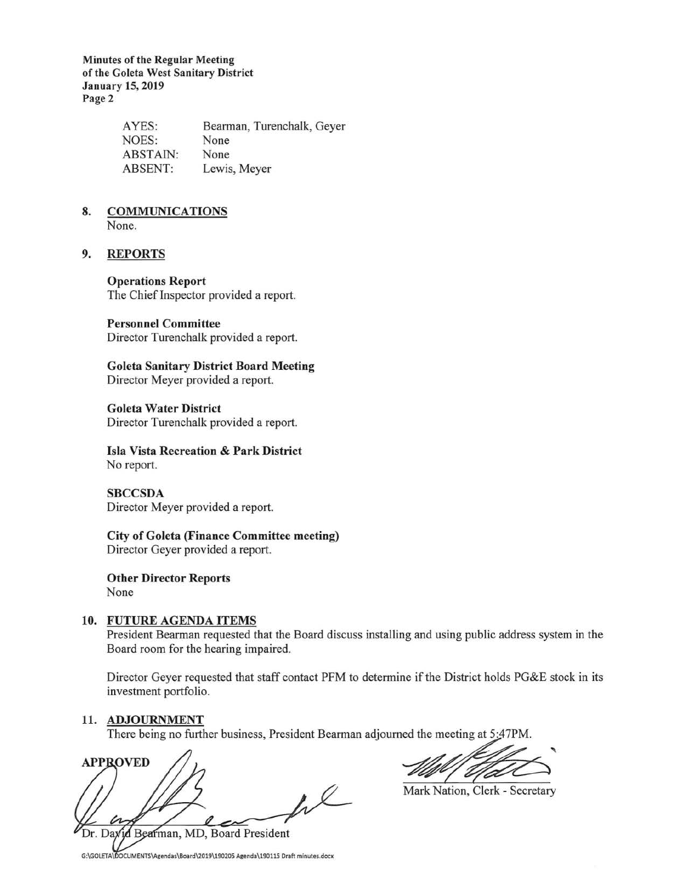| | |
|---|---|
| AYES: | Bearman, Turenchalk, Geyer |
| NOES: | None |
| ABSTAIN: | None |
| ABSENT: | Lewis, Meyer |

## 8. COMMUNICATIONS

None.

## 9. REPORTS

**Operations Report**
The Chief Inspector provided a report.

**Personnel Committee**
Director Turenchalk provided a report.

**Goleta Sanitary District Board Meeting**
Director Meyer provided a report.

**Goleta Water District**
Director Turenchalk provided a report.

**Isla Vista Recreation & Park District**
No report.

**SBCCSDA**
Director Meyer provided a report.

**City of Goleta (Finance Committee meeting)**
Director Geyer provided a report.

**Other Director Reports**
None

## 10. FUTURE AGENDA ITEMS

President Bearman requested that the Board discuss installing and using public address system in the Board room for the hearing impaired.

Director Geyer requested that staff contact PFM to determine if the District holds PG&E stock in its investment portfolio.

## 11. ADJOURNMENT

There being no further business, President Bearman adjourned the meeting at 5:47PM.

**APPROVED**

Dr. David Bearman, MD, Board President

Mark Nation, Clerk - Secretary

G:\GOLETA\DOCUMENTS\Agendas\Board\2019\190205 Agenda\190115 Draft minutes.docx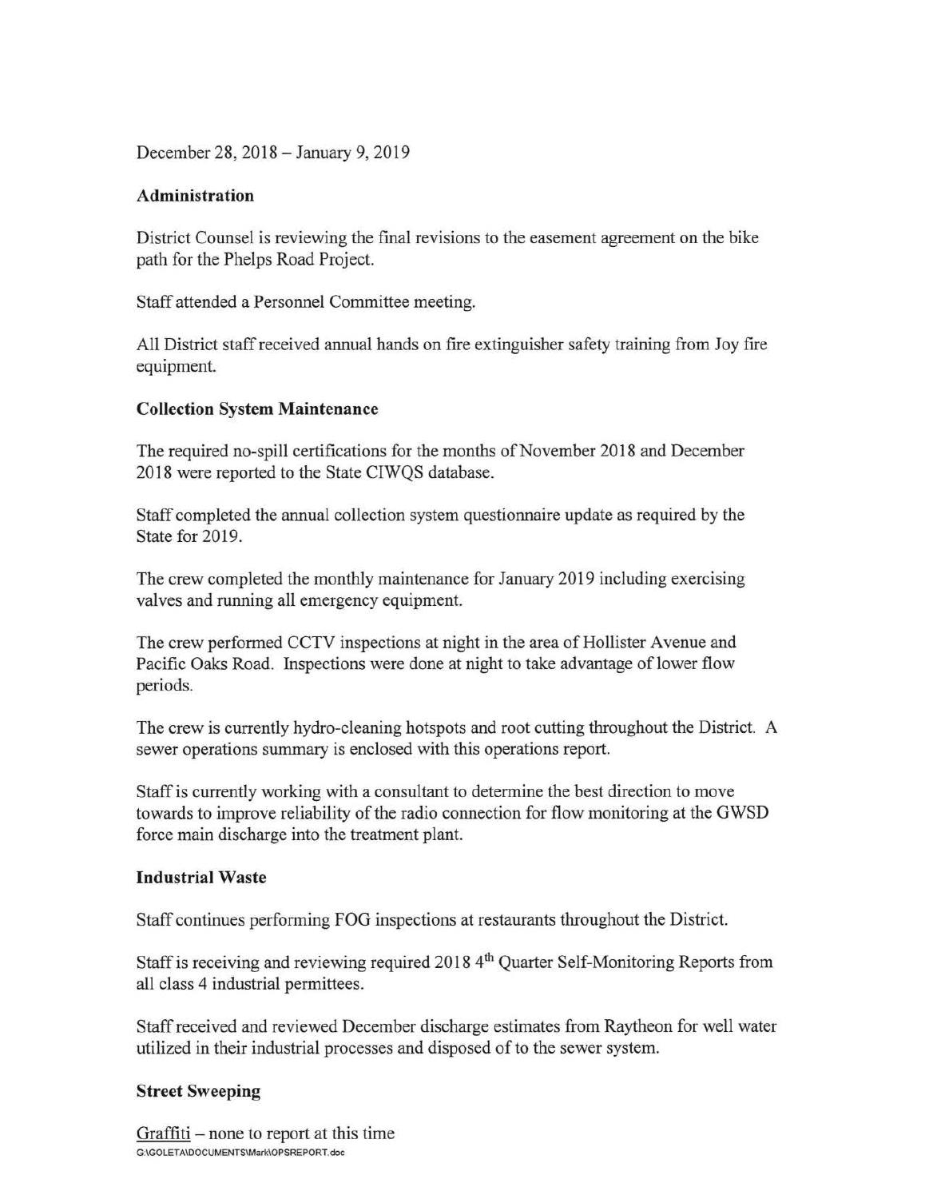December 28, 2018 – January 9, 2019

**Administration**

District Counsel is reviewing the final revisions to the easement agreement on the bike path for the Phelps Road Project.

Staff attended a Personnel Committee meeting.

All District staff received annual hands on fire extinguisher safety training from Joy fire equipment.

**Collection System Maintenance**

The required no-spill certifications for the months of November 2018 and December 2018 were reported to the State CIWQS database.

Staff completed the annual collection system questionnaire update as required by the State for 2019.

The crew completed the monthly maintenance for January 2019 including exercising valves and running all emergency equipment.

The crew performed CCTV inspections at night in the area of Hollister Avenue and Pacific Oaks Road. Inspections were done at night to take advantage of lower flow periods.

The crew is currently hydro-cleaning hotspots and root cutting throughout the District. A sewer operations summary is enclosed with this operations report.

Staff is currently working with a consultant to determine the best direction to move towards to improve reliability of the radio connection for flow monitoring at the GWSD force main discharge into the treatment plant.

**Industrial Waste**

Staff continues performing FOG inspections at restaurants throughout the District.

Staff is receiving and reviewing required 2018 4th Quarter Self-Monitoring Reports from all class 4 industrial permittees.

Staff received and reviewed December discharge estimates from Raytheon for well water utilized in their industrial processes and disposed of to the sewer system.

**Street Sweeping**

Graffiti – none to report at this time

G:\GOLETA\DOCUMENTS\Mark\OPSREPORT.doc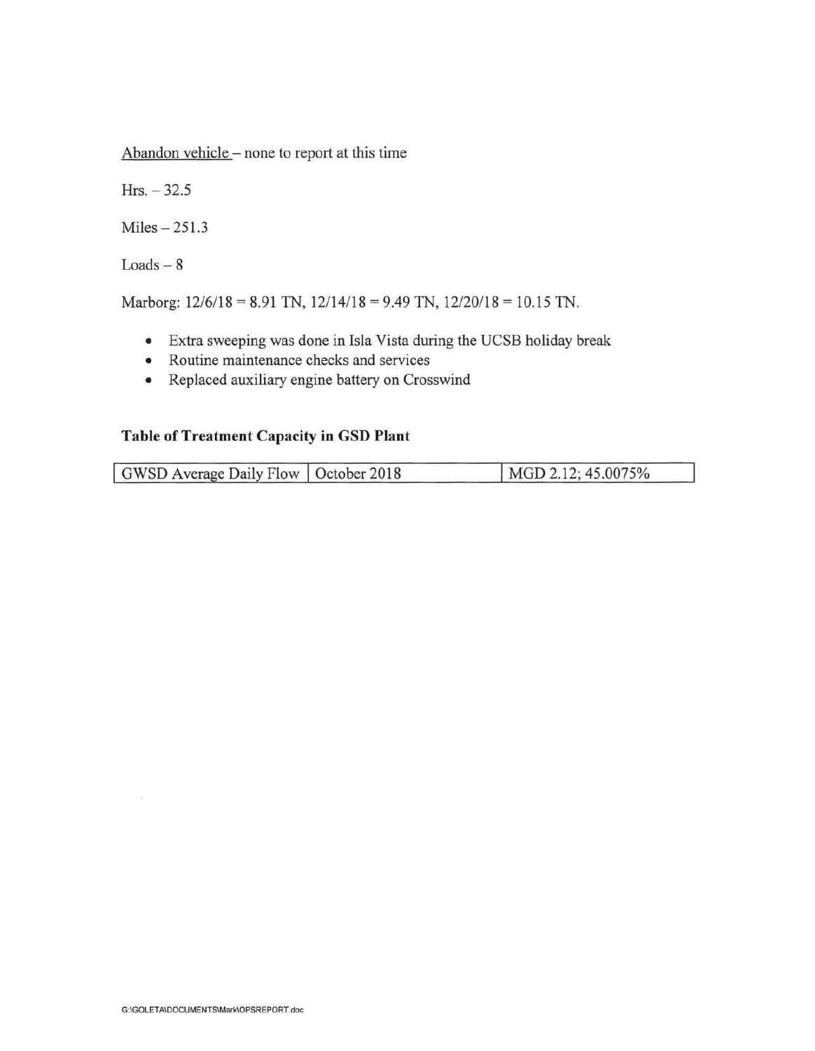<u>Abandon vehicle</u> – none to report at this time

Hrs. – 32.5

Miles – 251.3

Loads – 8

Marborg: 12/6/18 = 8.91 TN, 12/14/18 = 9.49 TN, 12/20/18 = 10.15 TN.

- Extra sweeping was done in Isla Vista during the UCSB holiday break
- Routine maintenance checks and services
- Replaced auxiliary engine battery on Crosswind

**Table of Treatment Capacity in GSD Plant**

| | | |
|---|---|---|
| GWSD Average Daily Flow | October 2018 | MGD 2.12; 45.0075% |

G:\GOLETA\DOCUMENTS\Mark\OPSREPORT.doc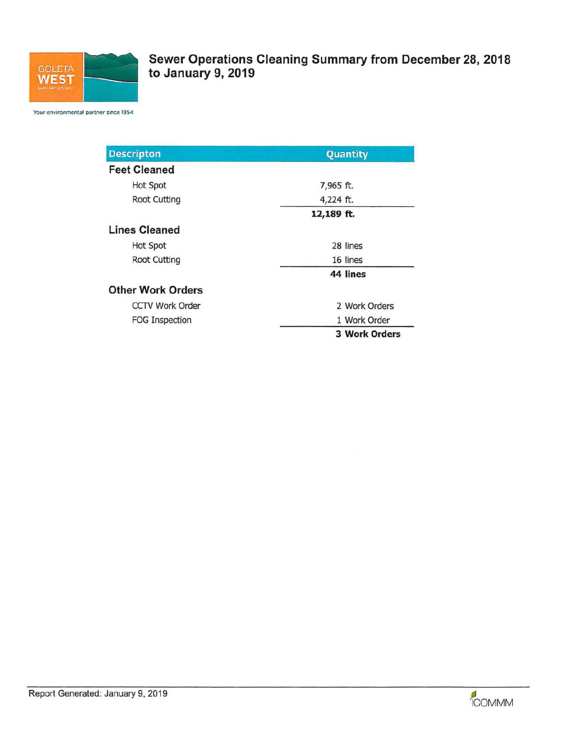GOLETA WEST SANITARY DISTRICT

Your environmental partner since 1954

# Sewer Operations Cleaning Summary from December 28, 2018 to January 9, 2019

| Descripton | Quantity |
| --- | --- |
| **Feet Cleaned** | |
| Hot Spot | 7,965 ft. |
| Root Cutting | 4,224 ft. |
| | **12,189 ft.** |
| **Lines Cleaned** | |
| Hot Spot | 28 lines |
| Root Cutting | 16 lines |
| | **44 lines** |
| **Other Work Orders** | |
| CCTV Work Order | 2 Work Orders |
| FOG Inspection | 1 Work Order |
| | **3 Work Orders** |

Report Generated: January 9, 2019

ICOMMM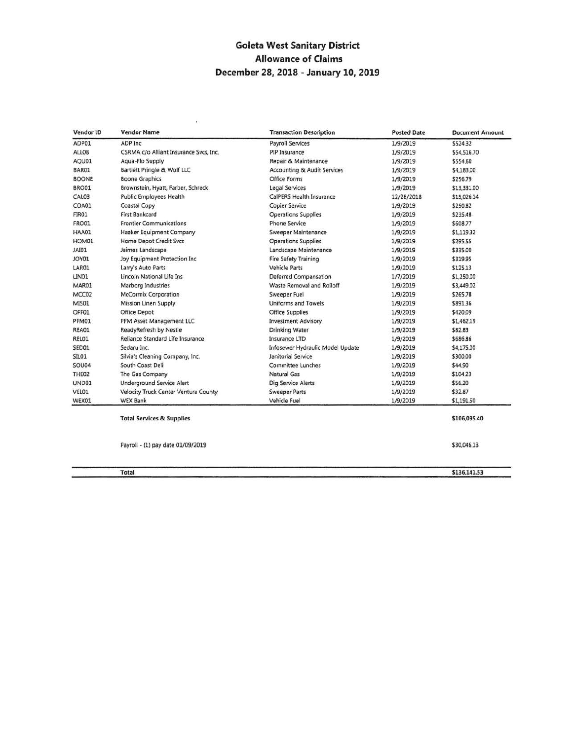# Goleta West Sanitary District
## Allowance of Claims
### December 28, 2018 - January 10, 2019

| Vendor ID | Vendor Name | Transaction Description | Posted Date | Document Amount |
|---|---|---|---|---|
| ADP01 | ADP Inc | Payroll Services | 1/9/2019 | $524.32 |
| ALL08 | CSRMA c/o Alliant Insurance Svcs, Inc. | PIP Insurance | 1/9/2019 | $54,516.70 |
| AQU01 | Aqua-Flo Supply | Repair & Maintenance | 1/9/2019 | $554.60 |
| BAR01 | Bartlett Pringle & Wolf LLC | Accounting & Audit Services | 1/9/2019 | $4,183.00 |
| BOONE | Boone Graphics | Office Forms | 1/9/2019 | $256.79 |
| BRO01 | Brownstein, Hyatt, Farber, Schreck | Legal Services | 1/9/2019 | $13,331.00 |
| CAL03 | Public Employees Health | CalPERS Health Insurance | 12/28/2018 | $15,026.14 |
| COA01 | Coastal Copy | Copier Service | 1/9/2019 | $250.82 |
| FIR01 | First Bankcard | Operations Supplies | 1/9/2019 | $235.48 |
| FRO01 | Frontier Communications | Phone Service | 1/9/2019 | $608.77 |
| HAA01 | Haaker Equipment Company | Sweeper Maintenance | 1/9/2019 | $1,119.32 |
| HOM01 | Home Depot Credit Svcs | Operations Supplies | 1/9/2019 | $295.55 |
| JAI01 | Jaimes Landscape | Landscape Maintenance | 1/9/2019 | $335.00 |
| JOY01 | Joy Equipment Protection Inc | Fire Safety Training | 1/9/2019 | $319.95 |
| LAR01 | Larry's Auto Parts | Vehicle Parts | 1/9/2019 | $125.13 |
| LIN01 | Lincoln National Life Ins | Deferred Compensation | 1/7/2019 | $1,250.00 |
| MAR01 | Marborg Industries | Waste Removal and Rolloff | 1/9/2019 | $3,449.02 |
| MCC02 | McCormix Corporation | Sweeper Fuel | 1/9/2019 | $265.78 |
| MIS01 | Mission Linen Supply | Uniforms and Towels | 1/9/2019 | $891.36 |
| OFF01 | Office Depot | Office Supplies | 1/9/2019 | $420.09 |
| PFM01 | PFM Asset Management LLC | Investment Advisory | 1/9/2019 | $1,462.19 |
| REA01 | ReadyRefresh by Nestle | Drinking Water | 1/9/2019 | $82.83 |
| REL01 | Reliance Standard Life Insurance | Insurance LTD | 1/9/2019 | $686.86 |
| SED01 | Sedaru Inc. | Infosewer Hydraulic Model Update | 1/9/2019 | $4,175.00 |
| SIL01 | Silvia's Cleaning Company, Inc. | Janitorial Service | 1/9/2019 | $300.00 |
| SOU04 | South Coast Deli | Committee Lunches | 1/9/2019 | $44.90 |
| THE02 | The Gas Company | Natural Gas | 1/9/2019 | $104.23 |
| UND01 | Underground Service Alert | Dig Service Alerts | 1/9/2019 | $56.20 |
| VEL01 | Velocity Truck Center Ventura County | Sweeper Parts | 1/9/2019 | $32.87 |
| WEX01 | WEX Bank | Vehicle Fuel | 1/9/2019 | $1,191.50 |
| | **Total Services & Supplies** | | | $106,095.40 |
| | Payroll - (1) pay date 01/09/2019 | | | $30,046.13 |
| | **Total** | | | **$136,141.53** |